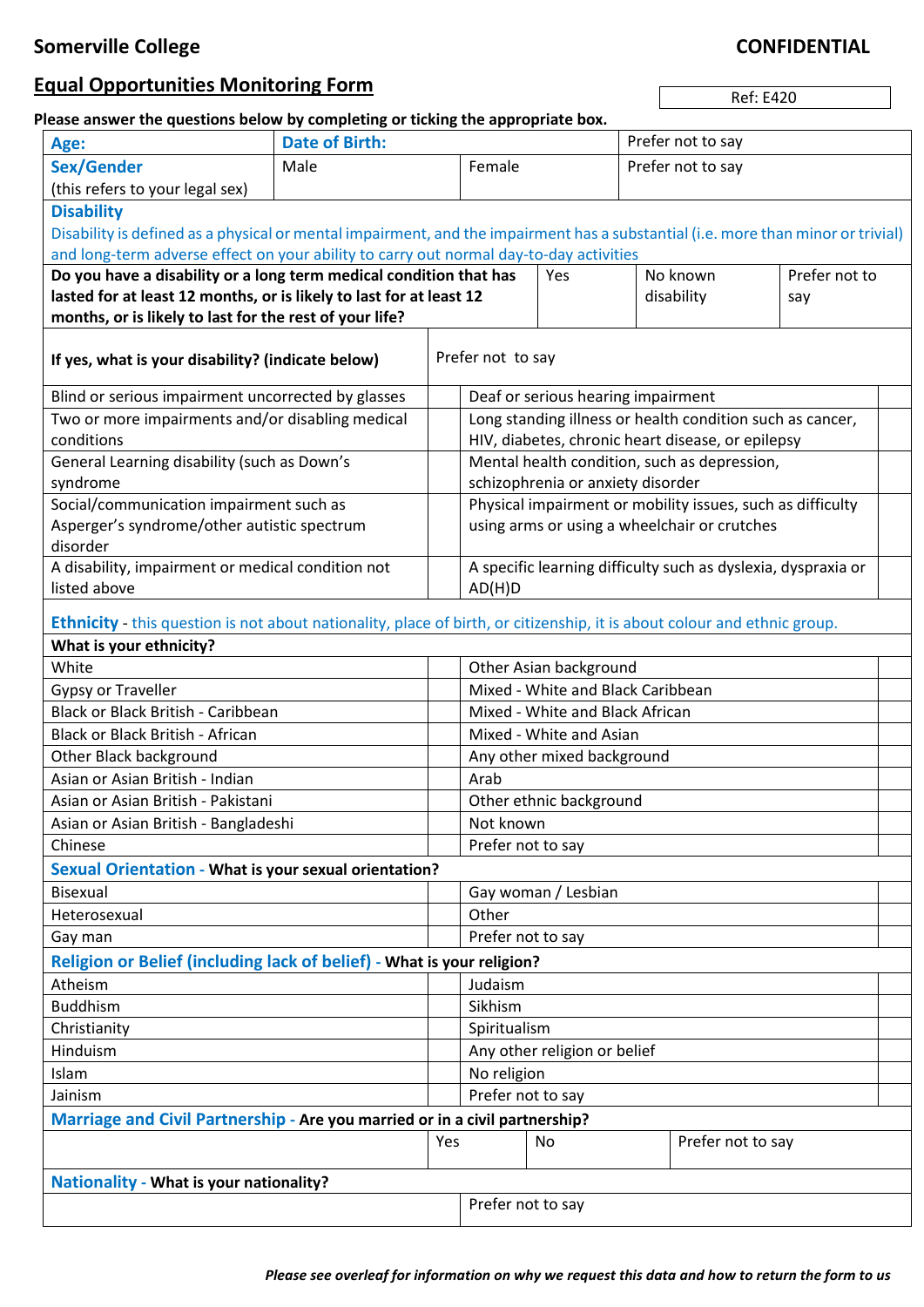**Somerville College** **CONFIDENTIAL**

## Equal Opportunities Monitoring Form

Ref: E420

**Please answer the questions below by completing or ticking the appropriate box.**

| **Age:** | **Date of Birth:** | | Prefer not to say |
|---|---|---|---|
| **Sex/Gender** (this refers to your legal sex) | Male | Female | Prefer not to say |

**Disability**

Disability is defined as a physical or mental impairment, and the impairment has a substantial (i.e. more than minor or trivial) and long-term adverse effect on your ability to carry out normal day-to-day activities

| **Do you have a disability or a long term medical condition that has lasted for at least 12 months, or is likely to last for at least 12 months, or is likely to last for the rest of your life?** | Yes | No known disability | Prefer not to say |
|---|---|---|---|

| **If yes, what is your disability? (indicate below)** | | Prefer not to say | |
|---|---|---|---|
| Blind or serious impairment uncorrected by glasses | | Deaf or serious hearing impairment | |
| Two or more impairments and/or disabling medical conditions | | Long standing illness or health condition such as cancer, HIV, diabetes, chronic heart disease, or epilepsy | |
| General Learning disability (such as Down's syndrome | | Mental health condition, such as depression, schizophrenia or anxiety disorder | |
| Social/communication impairment such as Asperger's syndrome/other autistic spectrum disorder | | Physical impairment or mobility issues, such as difficulty using arms or using a wheelchair or crutches | |
| A disability, impairment or medical condition not listed above | | A specific learning difficulty such as dyslexia, dyspraxia or AD(H)D | |

**Ethnicity** - this question is not about nationality, place of birth, or citizenship, it is about colour and ethnic group.

| **What is your ethnicity?** | | | |
|---|---|---|---|
| White | | Other Asian background | |
| Gypsy or Traveller | | Mixed - White and Black Caribbean | |
| Black or Black British - Caribbean | | Mixed - White and Black African | |
| Black or Black British - African | | Mixed - White and Asian | |
| Other Black background | | Any other mixed background | |
| Asian or Asian British - Indian | | Arab | |
| Asian or Asian British - Pakistani | | Other ethnic background | |
| Asian or Asian British - Bangladeshi | | Not known | |
| Chinese | | Prefer not to say | |

**Sexual Orientation - What is your sexual orientation?**

| | | | |
|---|---|---|---|
| Bisexual | | Gay woman / Lesbian | |
| Heterosexual | | Other | |
| Gay man | | Prefer not to say | |

**Religion or Belief (including lack of belief) - What is your religion?**

| | | | |
|---|---|---|---|
| Atheism | | Judaism | |
| Buddhism | | Sikhism | |
| Christianity | | Spiritualism | |
| Hinduism | | Any other religion or belief | |
| Islam | | No religion | |
| Jainism | | Prefer not to say | |

**Marriage and Civil Partnership - Are you married or in a civil partnership?**

| | Yes | No | Prefer not to say |
|---|---|---|---|

**Nationality - What is your nationality?**

| | Prefer not to say |
|---|---|

***Please see overleaf for information on why we request this data and how to return the form to us***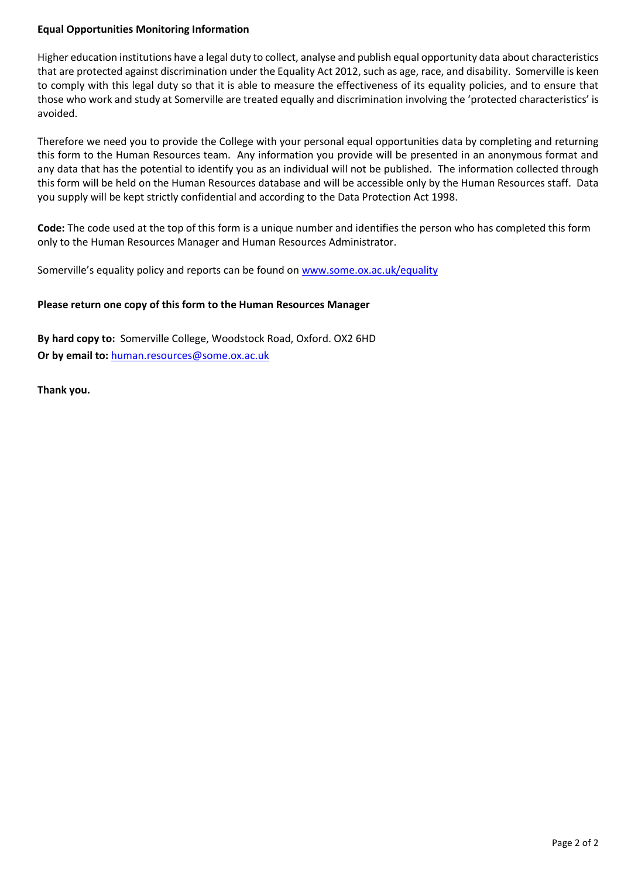**Equal Opportunities Monitoring Information**

Higher education institutions have a legal duty to collect, analyse and publish equal opportunity data about characteristics that are protected against discrimination under the Equality Act 2012, such as age, race, and disability. Somerville is keen to comply with this legal duty so that it is able to measure the effectiveness of its equality policies, and to ensure that those who work and study at Somerville are treated equally and discrimination involving the 'protected characteristics' is avoided.

Therefore we need you to provide the College with your personal equal opportunities data by completing and returning this form to the Human Resources team. Any information you provide will be presented in an anonymous format and any data that has the potential to identify you as an individual will not be published. The information collected through this form will be held on the Human Resources database and will be accessible only by the Human Resources staff. Data you supply will be kept strictly confidential and according to the Data Protection Act 1998.

**Code:** The code used at the top of this form is a unique number and identifies the person who has completed this form only to the Human Resources Manager and Human Resources Administrator.

Somerville's equality policy and reports can be found on [www.some.ox.ac.uk/equality](http://www.some.ox.ac.uk/equality)

**Please return one copy of this form to the Human Resources Manager**

**By hard copy to:** Somerville College, Woodstock Road, Oxford. OX2 6HD
**Or by email to:** [human.resources@some.ox.ac.uk](mailto:human.resources@some.ox.ac.uk)

**Thank you.**